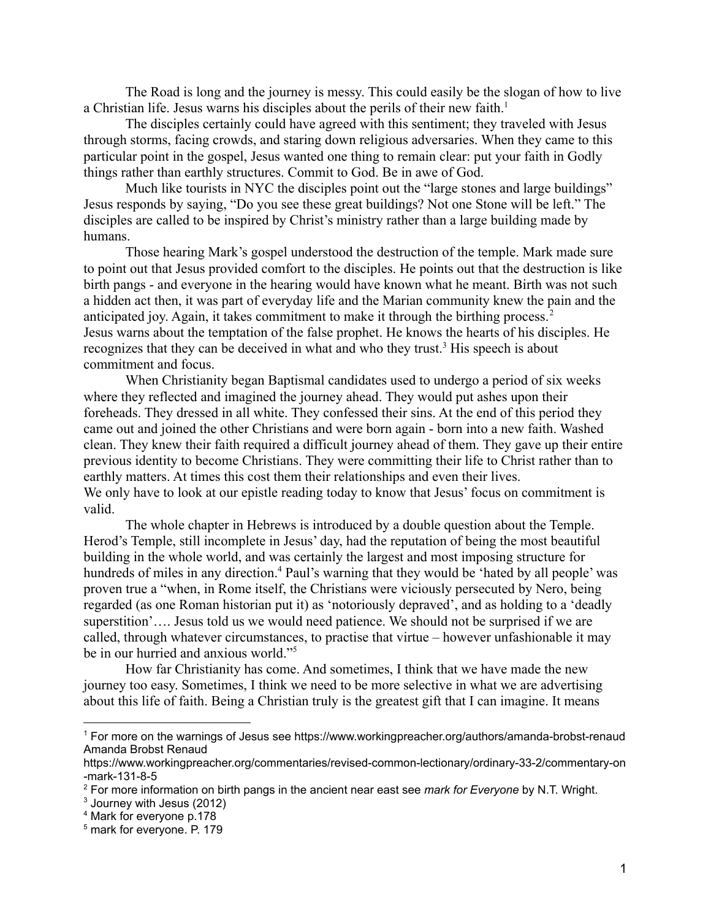The Road is long and the journey is messy. This could easily be the slogan of how to live a Christian life. Jesus warns his disciples about the perils of their new faith.[1]

The disciples certainly could have agreed with this sentiment; they traveled with Jesus through storms, facing crowds, and staring down religious adversaries. When they came to this particular point in the gospel, Jesus wanted one thing to remain clear: put your faith in Godly things rather than earthly structures. Commit to God. Be in awe of God.

Much like tourists in NYC the disciples point out the "large stones and large buildings" Jesus responds by saying, "Do you see these great buildings? Not one Stone will be left." The disciples are called to be inspired by Christ's ministry rather than a large building made by humans.

Those hearing Mark's gospel understood the destruction of the temple. Mark made sure to point out that Jesus provided comfort to the disciples. He points out that the destruction is like birth pangs - and everyone in the hearing would have known what he meant. Birth was not such a hidden act then, it was part of everyday life and the Marian community knew the pain and the anticipated joy. Again, it takes commitment to make it through the birthing process.[2]
Jesus warns about the temptation of the false prophet. He knows the hearts of his disciples. He recognizes that they can be deceived in what and who they trust.[3] His speech is about commitment and focus.

When Christianity began Baptismal candidates used to undergo a period of six weeks where they reflected and imagined the journey ahead. They would put ashes upon their foreheads. They dressed in all white. They confessed their sins. At the end of this period they came out and joined the other Christians and were born again - born into a new faith. Washed clean. They knew their faith required a difficult journey ahead of them. They gave up their entire previous identity to become Christians. They were committing their life to Christ rather than to earthly matters. At times this cost them their relationships and even their lives.
We only have to look at our epistle reading today to know that Jesus' focus on commitment is valid.

The whole chapter in Hebrews is introduced by a double question about the Temple. Herod's Temple, still incomplete in Jesus' day, had the reputation of being the most beautiful building in the whole world, and was certainly the largest and most imposing structure for hundreds of miles in any direction.[4] Paul's warning that they would be 'hated by all people' was proven true a "when, in Rome itself, the Christians were viciously persecuted by Nero, being regarded (as one Roman historian put it) as 'notoriously depraved', and as holding to a 'deadly superstition'…. Jesus told us we would need patience. We should not be surprised if we are called, through whatever circumstances, to practise that virtue – however unfashionable it may be in our hurried and anxious world."[5]

How far Christianity has come. And sometimes, I think that we have made the new journey too easy. Sometimes, I think we need to be more selective in what we are advertising about this life of faith. Being a Christian truly is the greatest gift that I can imagine. It means

---

[1] For more on the warnings of Jesus see https://www.workingpreacher.org/authors/amanda-brobst-renaud Amanda Brobst Renaud
https://www.workingpreacher.org/commentaries/revised-common-lectionary/ordinary-33-2/commentary-on-mark-131-8-5

[2] For more information on birth pangs in the ancient near east see *mark for Everyone* by N.T. Wright.

[3] Journey with Jesus (2012)

[4] Mark for everyone p.178

[5] mark for everyone. P. 179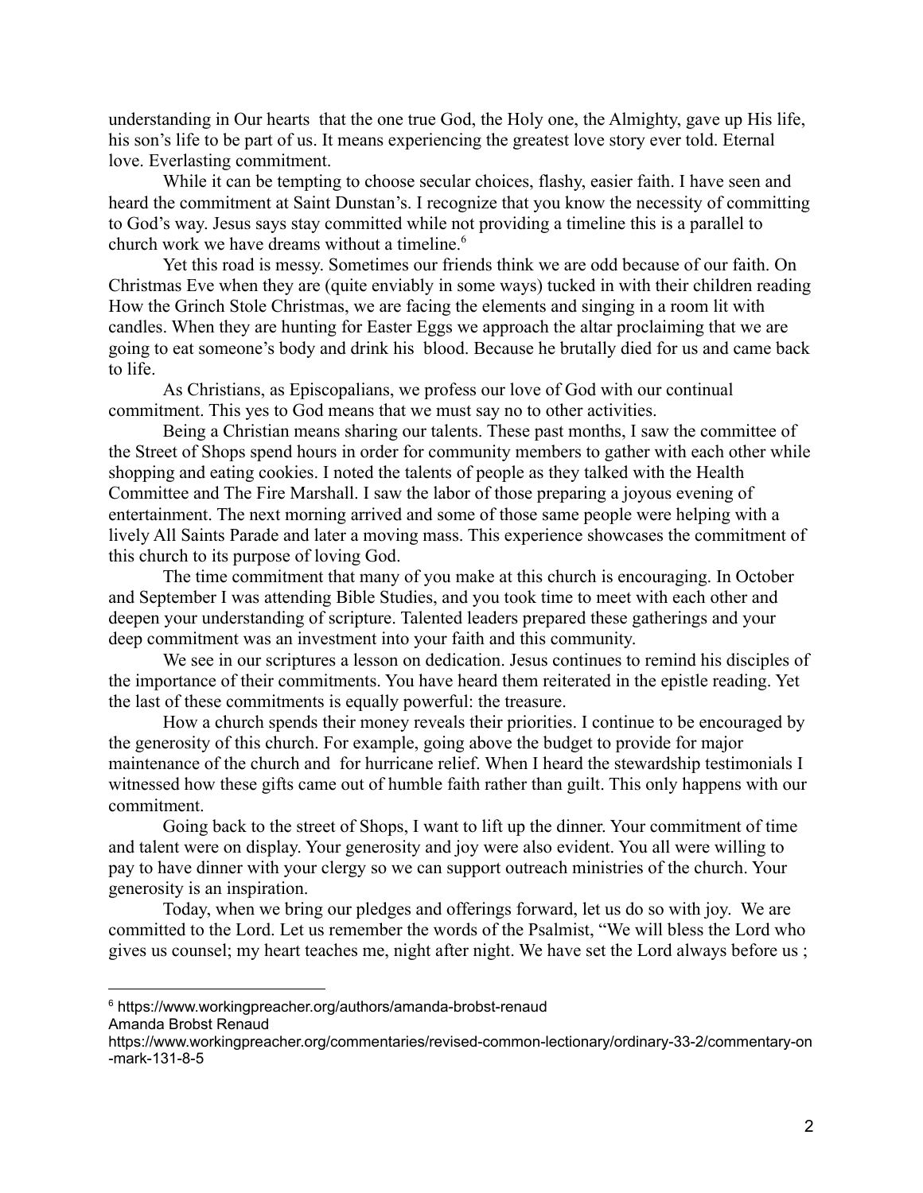understanding in Our hearts that the one true God, the Holy one, the Almighty, gave up His life, his son's life to be part of us. It means experiencing the greatest love story ever told. Eternal love. Everlasting commitment.

While it can be tempting to choose secular choices, flashy, easier faith. I have seen and heard the commitment at Saint Dunstan's. I recognize that you know the necessity of committing to God's way. Jesus says stay committed while not providing a timeline this is a parallel to church work we have dreams without a timeline.[6]

Yet this road is messy. Sometimes our friends think we are odd because of our faith. On Christmas Eve when they are (quite enviably in some ways) tucked in with their children reading How the Grinch Stole Christmas, we are facing the elements and singing in a room lit with candles. When they are hunting for Easter Eggs we approach the altar proclaiming that we are going to eat someone's body and drink his blood. Because he brutally died for us and came back to life.

As Christians, as Episcopalians, we profess our love of God with our continual commitment. This yes to God means that we must say no to other activities.

Being a Christian means sharing our talents. These past months, I saw the committee of the Street of Shops spend hours in order for community members to gather with each other while shopping and eating cookies. I noted the talents of people as they talked with the Health Committee and The Fire Marshall. I saw the labor of those preparing a joyous evening of entertainment. The next morning arrived and some of those same people were helping with a lively All Saints Parade and later a moving mass. This experience showcases the commitment of this church to its purpose of loving God.

The time commitment that many of you make at this church is encouraging. In October and September I was attending Bible Studies, and you took time to meet with each other and deepen your understanding of scripture. Talented leaders prepared these gatherings and your deep commitment was an investment into your faith and this community.

We see in our scriptures a lesson on dedication. Jesus continues to remind his disciples of the importance of their commitments. You have heard them reiterated in the epistle reading. Yet the last of these commitments is equally powerful: the treasure.

How a church spends their money reveals their priorities. I continue to be encouraged by the generosity of this church. For example, going above the budget to provide for major maintenance of the church and for hurricane relief. When I heard the stewardship testimonials I witnessed how these gifts came out of humble faith rather than guilt. This only happens with our commitment.

Going back to the street of Shops, I want to lift up the dinner. Your commitment of time and talent were on display. Your generosity and joy were also evident. You all were willing to pay to have dinner with your clergy so we can support outreach ministries of the church. Your generosity is an inspiration.

Today, when we bring our pledges and offerings forward, let us do so with joy. We are committed to the Lord. Let us remember the words of the Psalmist, "We will bless the Lord who gives us counsel; my heart teaches me, night after night. We have set the Lord always before us ;

---

[6] https://www.workingpreacher.org/authors/amanda-brobst-renaud
Amanda Brobst Renaud
https://www.workingpreacher.org/commentaries/revised-common-lectionary/ordinary-33-2/commentary-on-mark-131-8-5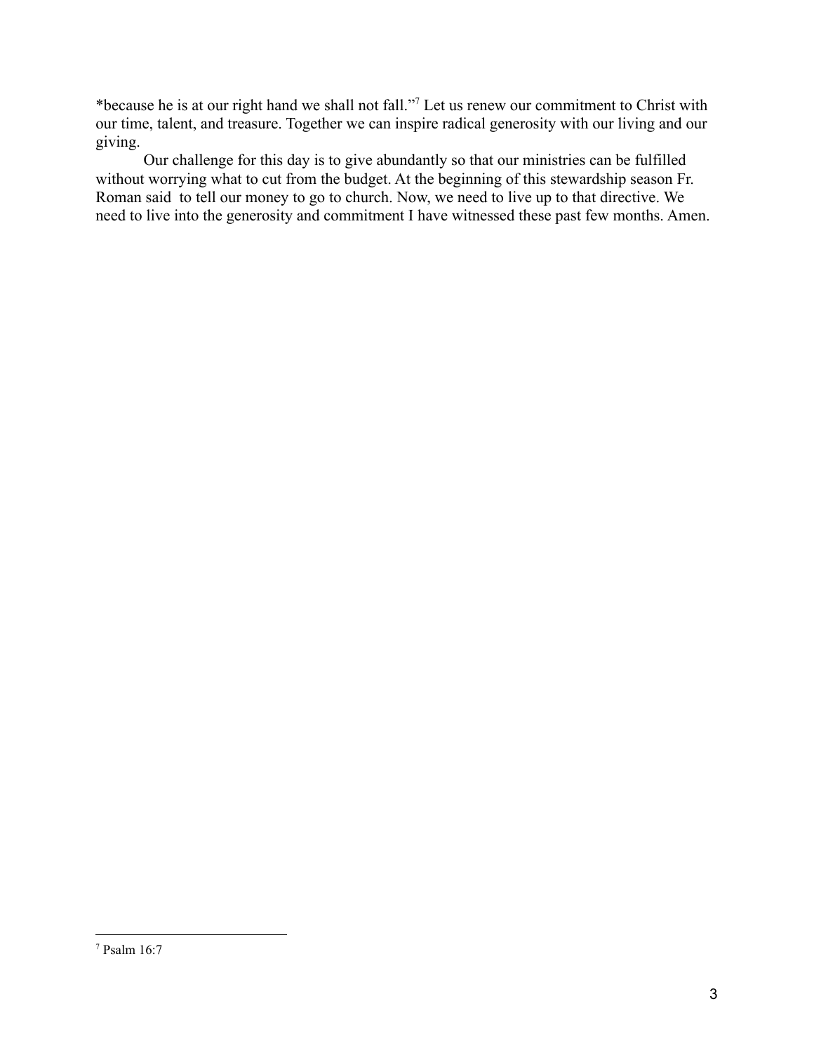*because he is at our right hand we shall not fall."[7] Let us renew our commitment to Christ with our time, talent, and treasure. Together we can inspire radical generosity with our living and our giving.

Our challenge for this day is to give abundantly so that our ministries can be fulfilled without worrying what to cut from the budget. At the beginning of this stewardship season Fr. Roman said to tell our money to go to church. Now, we need to live up to that directive. We need to live into the generosity and commitment I have witnessed these past few months. Amen.

---

[7] Psalm 16:7